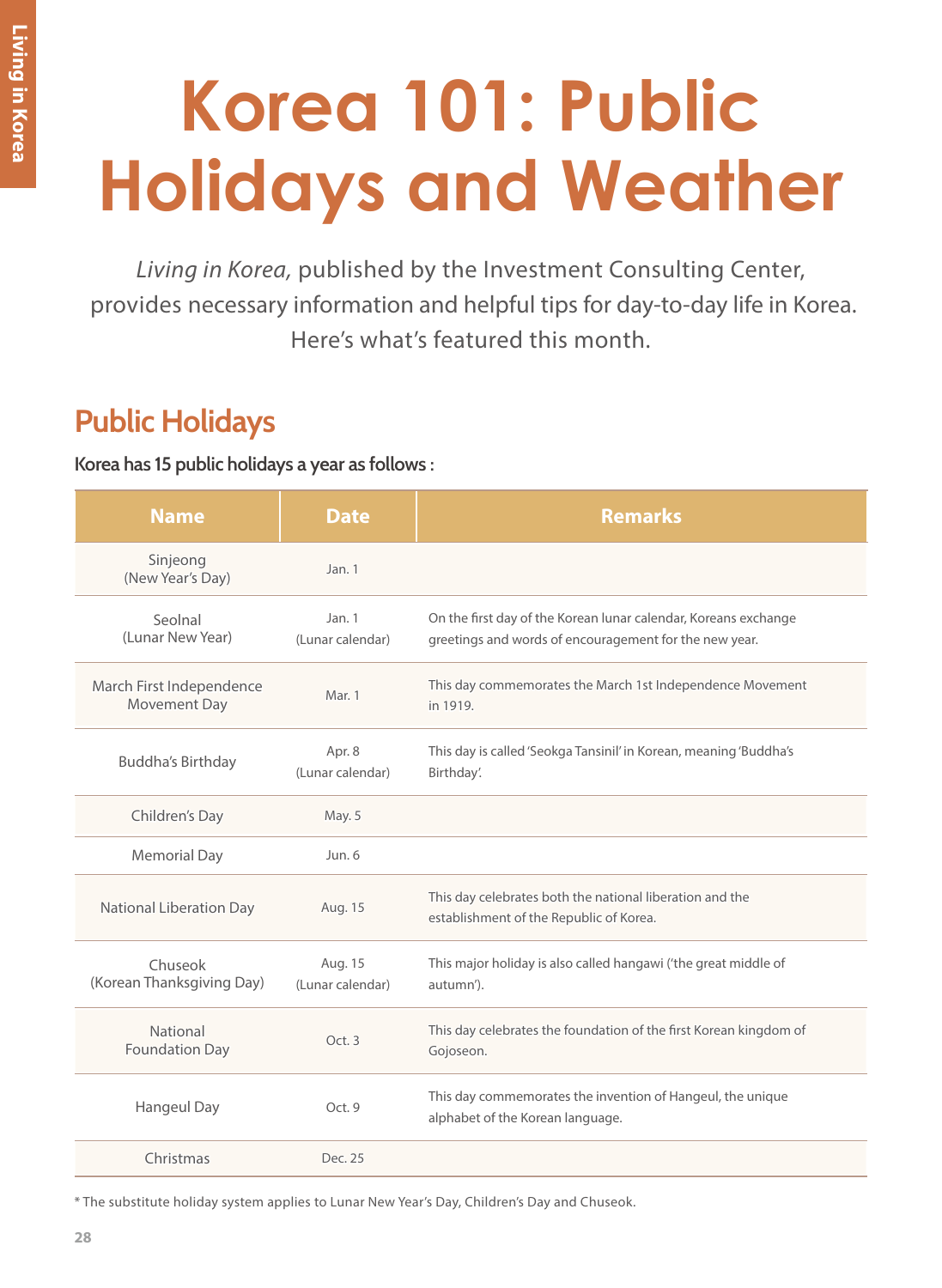# Korea 101: Public Holidays and Weather

*Living in Korea,* published by the Investment Consulting Center, provides necessary information and helpful tips for day-to-day life in Korea. Here's what's featured this month.

## Public Holidays

**Korea has 15 public holidays a year as follows :**

| Name | Date | Remarks |
|---|---|---|
| Sinjeong (New Year's Day) | Jan. 1 | |
| Seolnal (Lunar New Year) | Jan. 1 (Lunar calendar) | On the first day of the Korean lunar calendar, Koreans exchange greetings and words of encouragement for the new year. |
| March First Independence Movement Day | Mar. 1 | This day commemorates the March 1st Independence Movement in 1919. |
| Buddha's Birthday | Apr. 8 (Lunar calendar) | This day is called 'Seokga Tansinil' in Korean, meaning 'Buddha's Birthday'. |
| Children's Day | May. 5 | |
| Memorial Day | Jun. 6 | |
| National Liberation Day | Aug. 15 | This day celebrates both the national liberation and the establishment of the Republic of Korea. |
| Chuseok (Korean Thanksgiving Day) | Aug. 15 (Lunar calendar) | This major holiday is also called hangawi ('the great middle of autumn'). |
| National Foundation Day | Oct. 3 | This day celebrates the foundation of the first Korean kingdom of Gojoseon. |
| Hangeul Day | Oct. 9 | This day commemorates the invention of Hangeul, the unique alphabet of the Korean language. |
| Christmas | Dec. 25 | |

* The substitute holiday system applies to Lunar New Year's Day, Children's Day and Chuseok.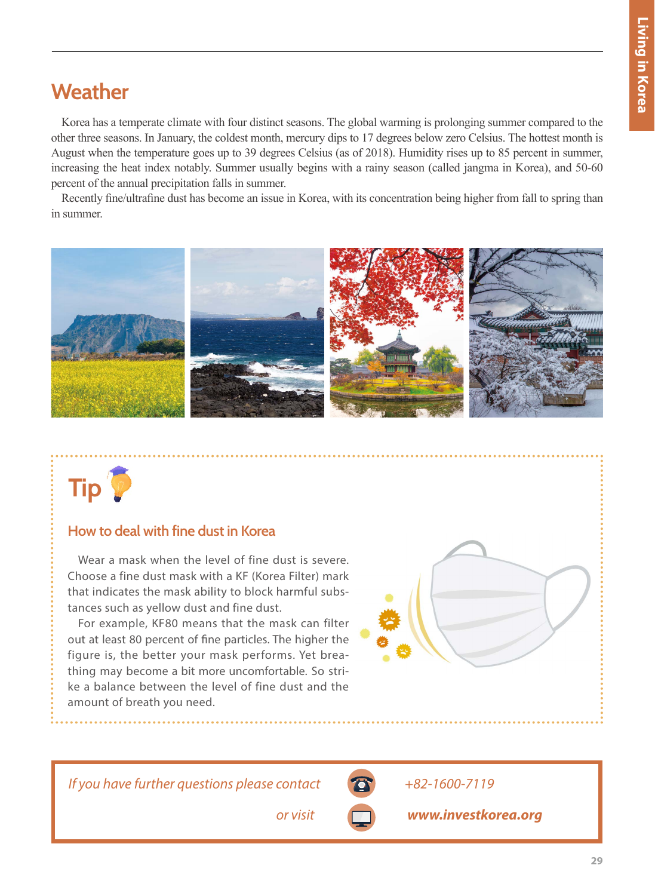# Weather

Korea has a temperate climate with four distinct seasons. The global warming is prolonging summer compared to the other three seasons. In January, the coldest month, mercury dips to 17 degrees below zero Celsius. The hottest month is August when the temperature goes up to 39 degrees Celsius (as of 2018). Humidity rises up to 85 percent in summer, increasing the heat index notably. Summer usually begins with a rainy season (called jangma in Korea), and 50-60 percent of the annual precipitation falls in summer.

Recently fine/ultrafine dust has become an issue in Korea, with its concentration being higher from fall to spring than in summer.

## Tip

### How to deal with fine dust in Korea

Wear a mask when the level of fine dust is severe. Choose a fine dust mask with a KF (Korea Filter) mark that indicates the mask ability to block harmful substances such as yellow dust and fine dust.

For example, KF80 means that the mask can filter out at least 80 percent of fine particles. The higher the figure is, the better your mask performs. Yet breathing may become a bit more uncomfortable. So strike a balance between the level of fine dust and the amount of breath you need.

*If you have further questions please contact* +82-1600-7119

*or visit* **www.investkorea.org**